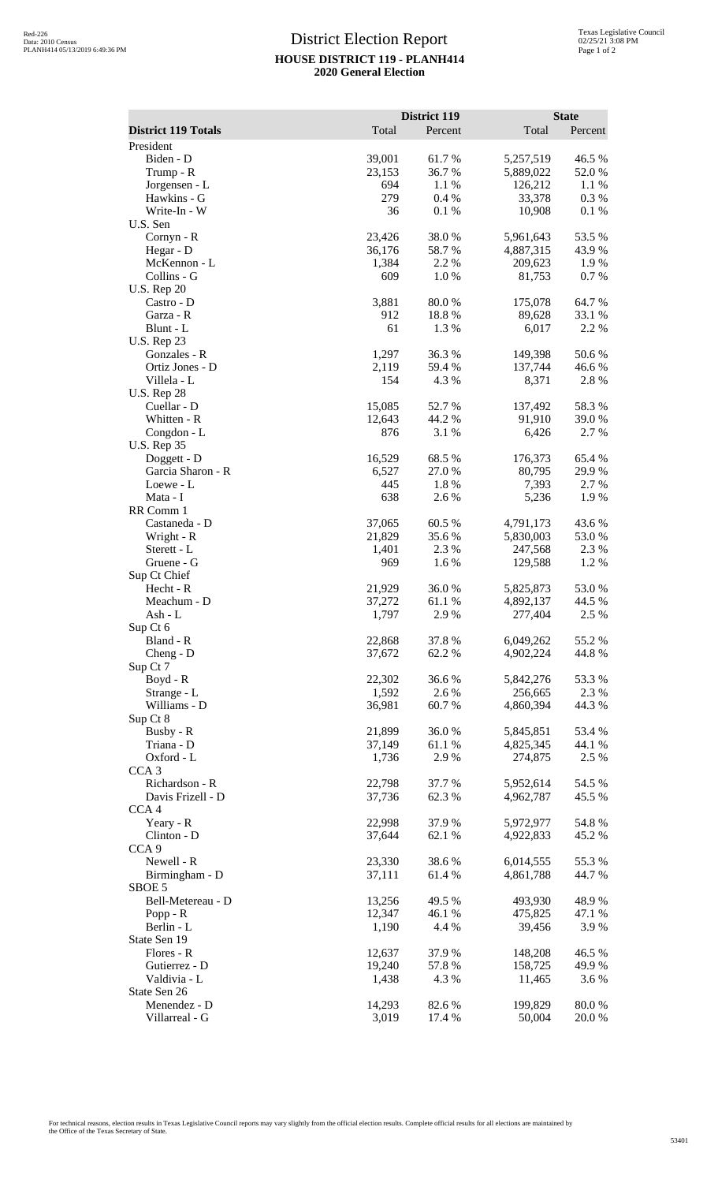# District Election Report

## HOUSE DISTRICT 119 - PLANH414

### 2020 General Election

| District 119 Totals | District 119 | | State | |
|---|---|---|---|---|
| | Total | Percent | Total | Percent |
| President | | | | |
| Biden - D | 39,001 | 61.7 % | 5,257,519 | 46.5 % |
| Trump - R | 23,153 | 36.7 % | 5,889,022 | 52.0 % |
| Jorgensen - L | 694 | 1.1 % | 126,212 | 1.1 % |
| Hawkins - G | 279 | 0.4 % | 33,378 | 0.3 % |
| Write-In - W | 36 | 0.1 % | 10,908 | 0.1 % |
| U.S. Sen | | | | |
| Cornyn - R | 23,426 | 38.0 % | 5,961,643 | 53.5 % |
| Hegar - D | 36,176 | 58.7 % | 4,887,315 | 43.9 % |
| McKennon - L | 1,384 | 2.2 % | 209,623 | 1.9 % |
| Collins - G | 609 | 1.0 % | 81,753 | 0.7 % |
| U.S. Rep 20 | | | | |
| Castro - D | 3,881 | 80.0 % | 175,078 | 64.7 % |
| Garza - R | 912 | 18.8 % | 89,628 | 33.1 % |
| Blunt - L | 61 | 1.3 % | 6,017 | 2.2 % |
| U.S. Rep 23 | | | | |
| Gonzales - R | 1,297 | 36.3 % | 149,398 | 50.6 % |
| Ortiz Jones - D | 2,119 | 59.4 % | 137,744 | 46.6 % |
| Villela - L | 154 | 4.3 % | 8,371 | 2.8 % |
| U.S. Rep 28 | | | | |
| Cuellar - D | 15,085 | 52.7 % | 137,492 | 58.3 % |
| Whitten - R | 12,643 | 44.2 % | 91,910 | 39.0 % |
| Congdon - L | 876 | 3.1 % | 6,426 | 2.7 % |
| U.S. Rep 35 | | | | |
| Doggett - D | 16,529 | 68.5 % | 176,373 | 65.4 % |
| Garcia Sharon - R | 6,527 | 27.0 % | 80,795 | 29.9 % |
| Loewe - L | 445 | 1.8 % | 7,393 | 2.7 % |
| Mata - I | 638 | 2.6 % | 5,236 | 1.9 % |
| RR Comm 1 | | | | |
| Castaneda - D | 37,065 | 60.5 % | 4,791,173 | 43.6 % |
| Wright - R | 21,829 | 35.6 % | 5,830,003 | 53.0 % |
| Sterett - L | 1,401 | 2.3 % | 247,568 | 2.3 % |
| Gruene - G | 969 | 1.6 % | 129,588 | 1.2 % |
| Sup Ct Chief | | | | |
| Hecht - R | 21,929 | 36.0 % | 5,825,873 | 53.0 % |
| Meachum - D | 37,272 | 61.1 % | 4,892,137 | 44.5 % |
| Ash - L | 1,797 | 2.9 % | 277,404 | 2.5 % |
| Sup Ct 6 | | | | |
| Bland - R | 22,868 | 37.8 % | 6,049,262 | 55.2 % |
| Cheng - D | 37,672 | 62.2 % | 4,902,224 | 44.8 % |
| Sup Ct 7 | | | | |
| Boyd - R | 22,302 | 36.6 % | 5,842,276 | 53.3 % |
| Strange - L | 1,592 | 2.6 % | 256,665 | 2.3 % |
| Williams - D | 36,981 | 60.7 % | 4,860,394 | 44.3 % |
| Sup Ct 8 | | | | |
| Busby - R | 21,899 | 36.0 % | 5,845,851 | 53.4 % |
| Triana - D | 37,149 | 61.1 % | 4,825,345 | 44.1 % |
| Oxford - L | 1,736 | 2.9 % | 274,875 | 2.5 % |
| CCA 3 | | | | |
| Richardson - R | 22,798 | 37.7 % | 5,952,614 | 54.5 % |
| Davis Frizell - D | 37,736 | 62.3 % | 4,962,787 | 45.5 % |
| CCA 4 | | | | |
| Yeary - R | 22,998 | 37.9 % | 5,972,977 | 54.8 % |
| Clinton - D | 37,644 | 62.1 % | 4,922,833 | 45.2 % |
| CCA 9 | | | | |
| Newell - R | 23,330 | 38.6 % | 6,014,555 | 55.3 % |
| Birmingham - D | 37,111 | 61.4 % | 4,861,788 | 44.7 % |
| SBOE 5 | | | | |
| Bell-Metereau - D | 13,256 | 49.5 % | 493,930 | 48.9 % |
| Popp - R | 12,347 | 46.1 % | 475,825 | 47.1 % |
| Berlin - L | 1,190 | 4.4 % | 39,456 | 3.9 % |
| State Sen 19 | | | | |
| Flores - R | 12,637 | 37.9 % | 148,208 | 46.5 % |
| Gutierrez - D | 19,240 | 57.8 % | 158,725 | 49.9 % |
| Valdivia - L | 1,438 | 4.3 % | 11,465 | 3.6 % |
| State Sen 26 | | | | |
| Menendez - D | 14,293 | 82.6 % | 199,829 | 80.0 % |
| Villarreal - G | 3,019 | 17.4 % | 50,004 | 20.0 % |

For technical reasons, election results in Texas Legislative Council reports may vary slightly from the official election results. Complete official results for all elections are maintained by the Office of the Texas Secretary of State.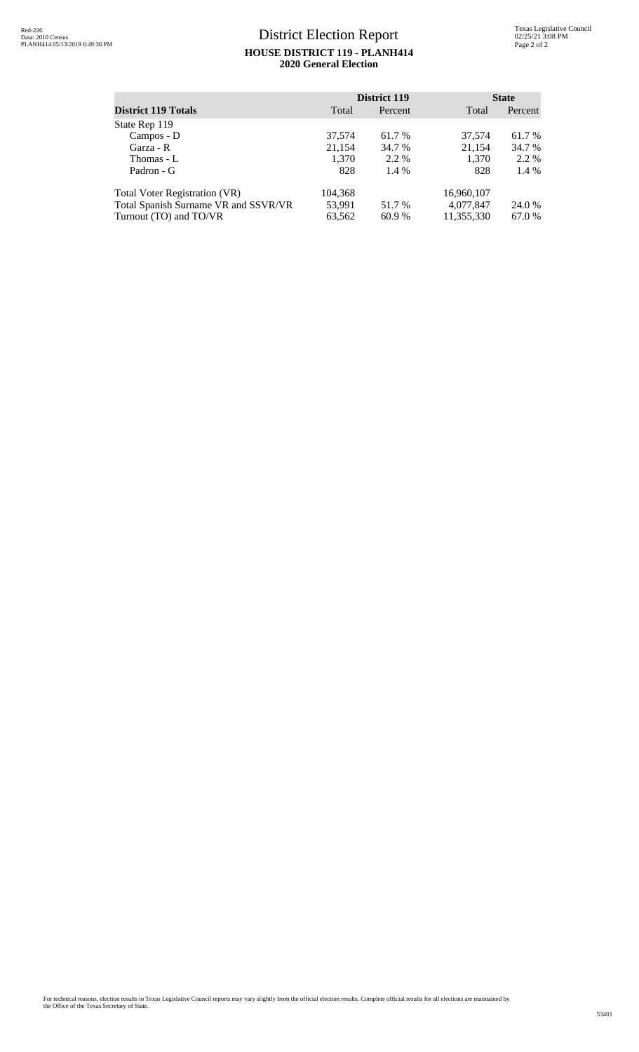# District Election Report

**HOUSE DISTRICT 119 - PLANH414**
**2020 General Election**

| | District 119 | | State | |
|---|---|---|---|---|
| **District 119 Totals** | Total | Percent | Total | Percent |
| State Rep 119 | | | | |
| Campos - D | 37,574 | 61.7 % | 37,574 | 61.7 % |
| Garza - R | 21,154 | 34.7 % | 21,154 | 34.7 % |
| Thomas - L | 1,370 | 2.2 % | 1,370 | 2.2 % |
| Padron - G | 828 | 1.4 % | 828 | 1.4 % |
| Total Voter Registration (VR) | 104,368 | | 16,960,107 | |
| Total Spanish Surname VR and SSVR/VR | 53,991 | 51.7 % | 4,077,847 | 24.0 % |
| Turnout (TO) and TO/VR | 63,562 | 60.9 % | 11,355,330 | 67.0 % |

For technical reasons, election results in Texas Legislative Council reports may vary slightly from the official election results. Complete official results for all elections are maintained by the Office of the Texas Secretary of State.